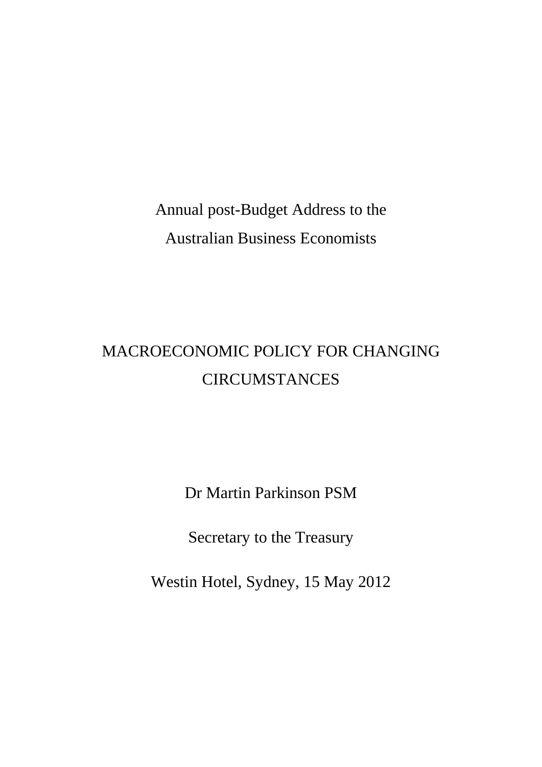Annual post-Budget Address to the
Australian Business Economists

# MACROECONOMIC POLICY FOR CHANGING CIRCUMSTANCES

Dr Martin Parkinson PSM

Secretary to the Treasury

Westin Hotel, Sydney, 15 May 2012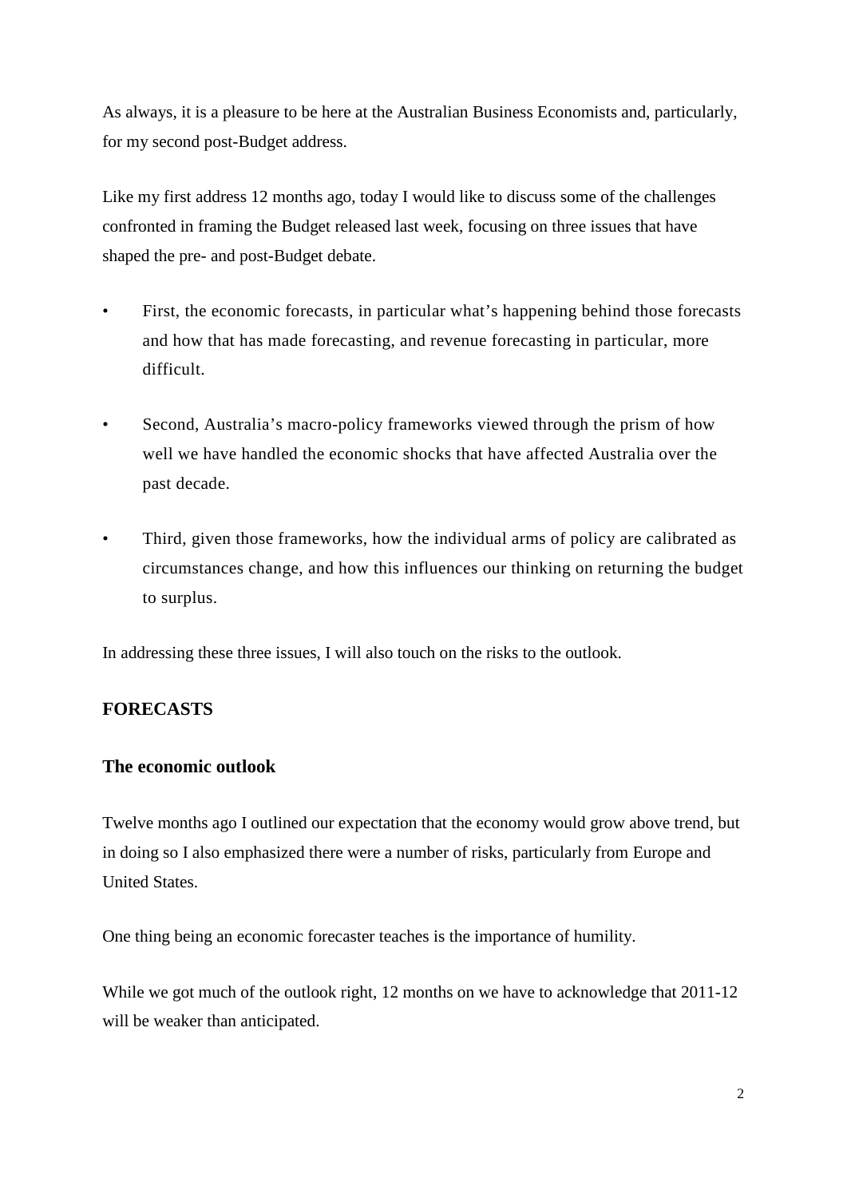As always, it is a pleasure to be here at the Australian Business Economists and, particularly, for my second post-Budget address.

Like my first address 12 months ago, today I would like to discuss some of the challenges confronted in framing the Budget released last week, focusing on three issues that have shaped the pre- and post-Budget debate.

- First, the economic forecasts, in particular what's happening behind those forecasts and how that has made forecasting, and revenue forecasting in particular, more difficult.
- Second, Australia's macro-policy frameworks viewed through the prism of how well we have handled the economic shocks that have affected Australia over the past decade.
- Third, given those frameworks, how the individual arms of policy are calibrated as circumstances change, and how this influences our thinking on returning the budget to surplus.

In addressing these three issues, I will also touch on the risks to the outlook.

## FORECASTS

### The economic outlook

Twelve months ago I outlined our expectation that the economy would grow above trend, but in doing so I also emphasized there were a number of risks, particularly from Europe and United States.

One thing being an economic forecaster teaches is the importance of humility.

While we got much of the outlook right, 12 months on we have to acknowledge that 2011-12 will be weaker than anticipated.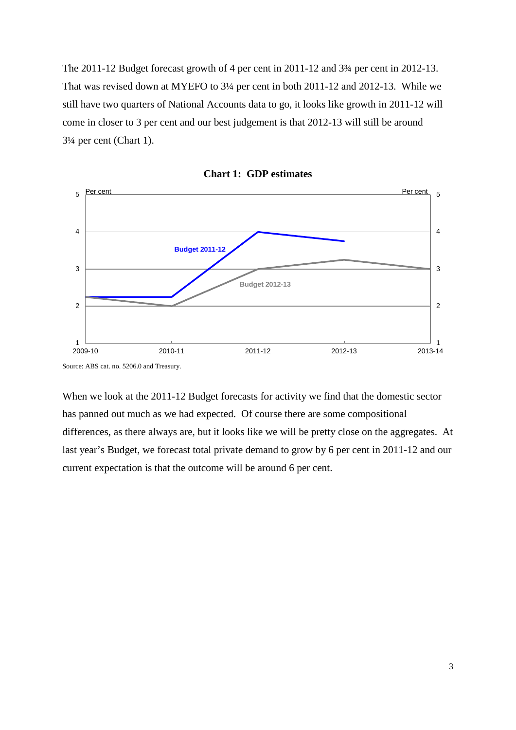The 2011-12 Budget forecast growth of 4 per cent in 2011-12 and 3¾ per cent in 2012-13. That was revised down at MYEFO to 3¼ per cent in both 2011-12 and 2012-13. While we still have two quarters of National Accounts data to go, it looks like growth in 2011-12 will come in closer to 3 per cent and our best judgement is that 2012-13 will still be around 3¼ per cent (Chart 1).

**Chart 1: GDP estimates**

Source: ABS cat. no. 5206.0 and Treasury.

When we look at the 2011-12 Budget forecasts for activity we find that the domestic sector has panned out much as we had expected. Of course there are some compositional differences, as there always are, but it looks like we will be pretty close on the aggregates. At last year's Budget, we forecast total private demand to grow by 6 per cent in 2011-12 and our current expectation is that the outcome will be around 6 per cent.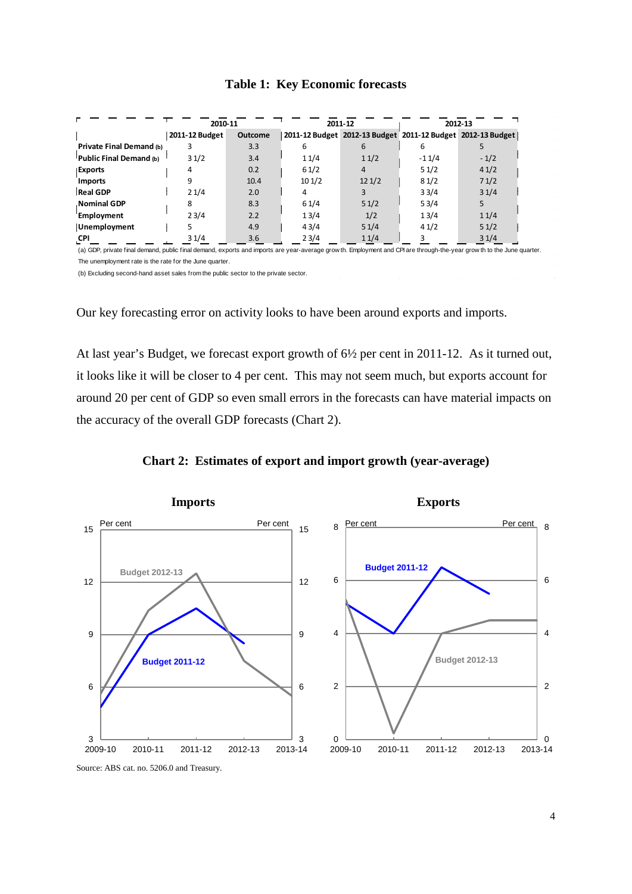**Table 1: Key Economic forecasts**

| | 2010-11 | | 2011-12 | | 2012-13 | |
|---|---|---|---|---|---|---|
| | 2011-12 Budget | Outcome | 2011-12 Budget | 2012-13 Budget | 2011-12 Budget | 2012-13 Budget |
| Private Final Demand (b) | 3 | 3.3 | 6 | 6 | 6 | 5 |
| Public Final Demand (b) | 3 1/2 | 3.4 | 1 1/4 | 1 1/2 | -1 1/4 | - 1/2 |
| Exports | 4 | 0.2 | 6 1/2 | 4 | 5 1/2 | 4 1/2 |
| Imports | 9 | 10.4 | 10 1/2 | 12 1/2 | 8 1/2 | 7 1/2 |
| Real GDP | 2 1/4 | 2.0 | 4 | 3 | 3 3/4 | 3 1/4 |
| Nominal GDP | 8 | 8.3 | 6 1/4 | 5 1/2 | 5 3/4 | 5 |
| Employment | 2 3/4 | 2.2 | 1 3/4 | 1/2 | 1 3/4 | 1 1/4 |
| Unemployment | 5 | 4.9 | 4 3/4 | 5 1/4 | 4 1/2 | 5 1/2 |
| CPI | 3 1/4 | 3.6 | 2 3/4 | 1 1/4 | 3 | 3 1/4 |

(a) GDP, private final demand, public final demand, exports and imports are year-average growth. Employment and CPI are through-the-year growth to the June quarter. The unemployment rate is the rate for the June quarter.

(b) Excluding second-hand asset sales from the public sector to the private sector.

Our key forecasting error on activity looks to have been around exports and imports.

At last year's Budget, we forecast export growth of 6½ per cent in 2011-12. As it turned out, it looks like it will be closer to 4 per cent. This may not seem much, but exports account for around 20 per cent of GDP so even small errors in the forecasts can have material impacts on the accuracy of the overall GDP forecasts (Chart 2).

**Chart 2: Estimates of export and import growth (year-average)**

Source: ABS cat. no. 5206.0 and Treasury.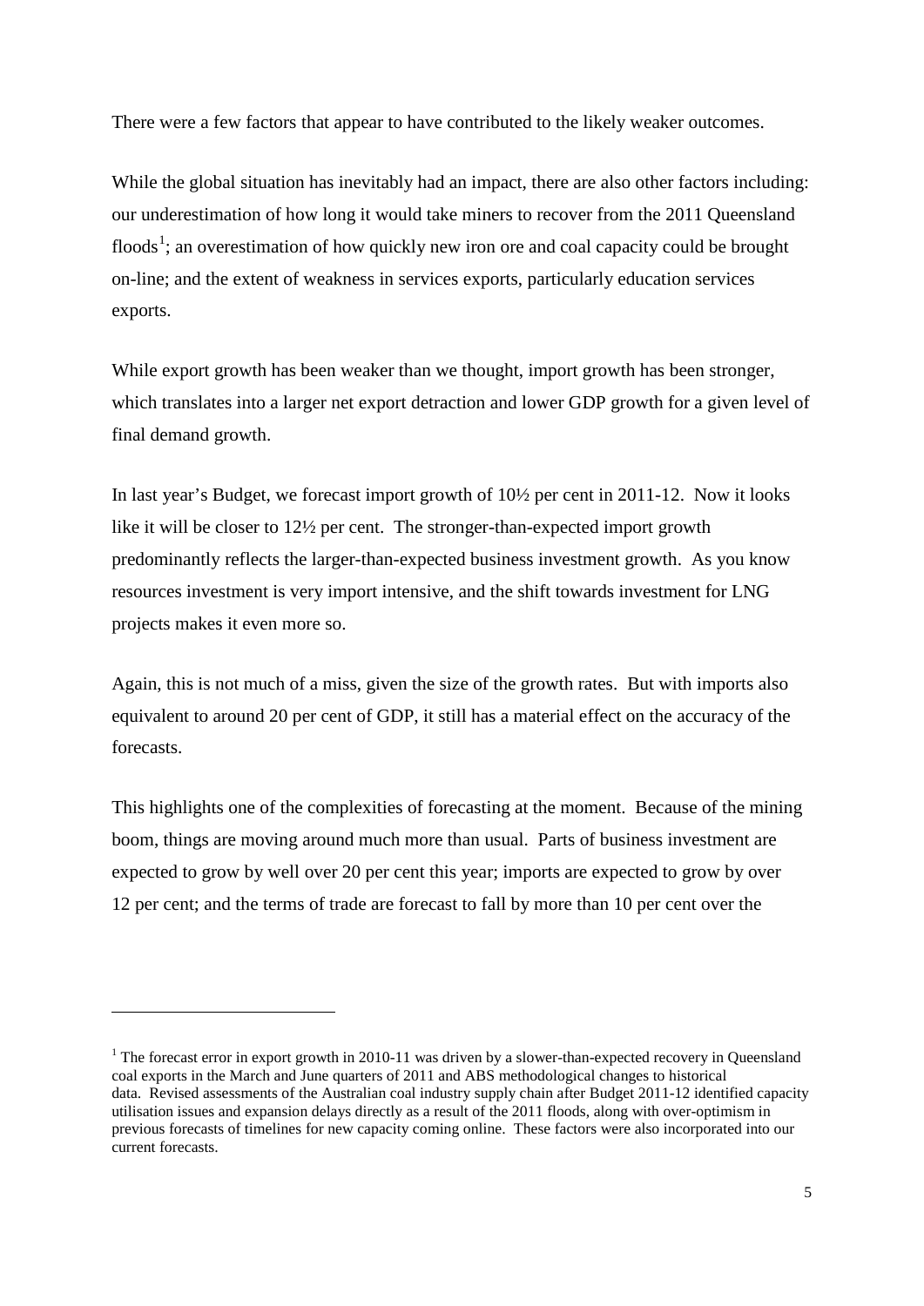There were a few factors that appear to have contributed to the likely weaker outcomes.

While the global situation has inevitably had an impact, there are also other factors including: our underestimation of how long it would take miners to recover from the 2011 Queensland floods[1]; an overestimation of how quickly new iron ore and coal capacity could be brought on-line; and the extent of weakness in services exports, particularly education services exports.

While export growth has been weaker than we thought, import growth has been stronger, which translates into a larger net export detraction and lower GDP growth for a given level of final demand growth.

In last year's Budget, we forecast import growth of 10½ per cent in 2011-12. Now it looks like it will be closer to 12½ per cent. The stronger-than-expected import growth predominantly reflects the larger-than-expected business investment growth. As you know resources investment is very import intensive, and the shift towards investment for LNG projects makes it even more so.

Again, this is not much of a miss, given the size of the growth rates. But with imports also equivalent to around 20 per cent of GDP, it still has a material effect on the accuracy of the forecasts.

This highlights one of the complexities of forecasting at the moment. Because of the mining boom, things are moving around much more than usual. Parts of business investment are expected to grow by well over 20 per cent this year; imports are expected to grow by over 12 per cent; and the terms of trade are forecast to fall by more than 10 per cent over the

---

[1] The forecast error in export growth in 2010-11 was driven by a slower-than-expected recovery in Queensland coal exports in the March and June quarters of 2011 and ABS methodological changes to historical data. Revised assessments of the Australian coal industry supply chain after Budget 2011-12 identified capacity utilisation issues and expansion delays directly as a result of the 2011 floods, along with over-optimism in previous forecasts of timelines for new capacity coming online. These factors were also incorporated into our current forecasts.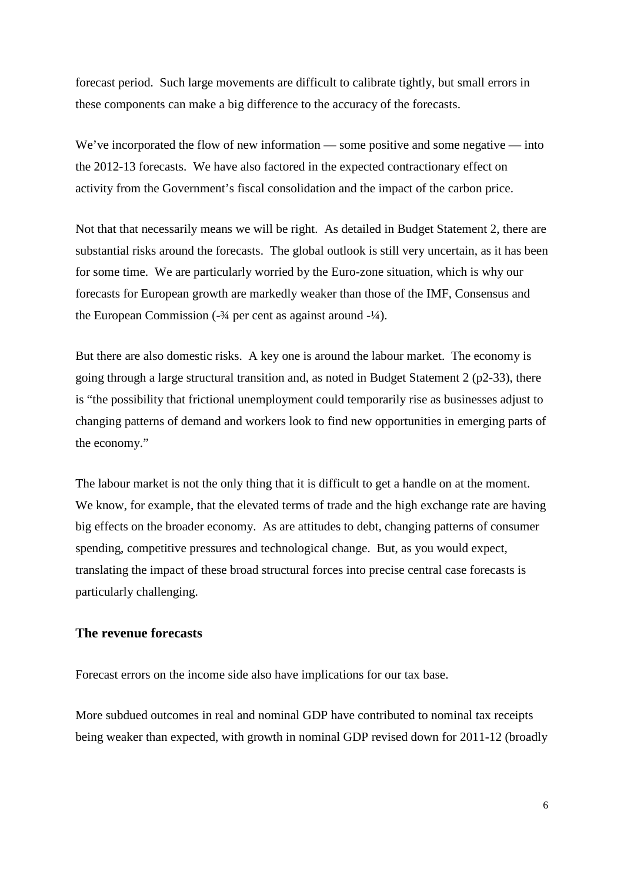forecast period. Such large movements are difficult to calibrate tightly, but small errors in these components can make a big difference to the accuracy of the forecasts.

We've incorporated the flow of new information — some positive and some negative — into the 2012-13 forecasts. We have also factored in the expected contractionary effect on activity from the Government's fiscal consolidation and the impact of the carbon price.

Not that that necessarily means we will be right. As detailed in Budget Statement 2, there are substantial risks around the forecasts. The global outlook is still very uncertain, as it has been for some time. We are particularly worried by the Euro-zone situation, which is why our forecasts for European growth are markedly weaker than those of the IMF, Consensus and the European Commission (-¾ per cent as against around -¼).

But there are also domestic risks. A key one is around the labour market. The economy is going through a large structural transition and, as noted in Budget Statement 2 (p2-33), there is "the possibility that frictional unemployment could temporarily rise as businesses adjust to changing patterns of demand and workers look to find new opportunities in emerging parts of the economy."

The labour market is not the only thing that it is difficult to get a handle on at the moment. We know, for example, that the elevated terms of trade and the high exchange rate are having big effects on the broader economy. As are attitudes to debt, changing patterns of consumer spending, competitive pressures and technological change. But, as you would expect, translating the impact of these broad structural forces into precise central case forecasts is particularly challenging.

## The revenue forecasts

Forecast errors on the income side also have implications for our tax base.

More subdued outcomes in real and nominal GDP have contributed to nominal tax receipts being weaker than expected, with growth in nominal GDP revised down for 2011-12 (broadly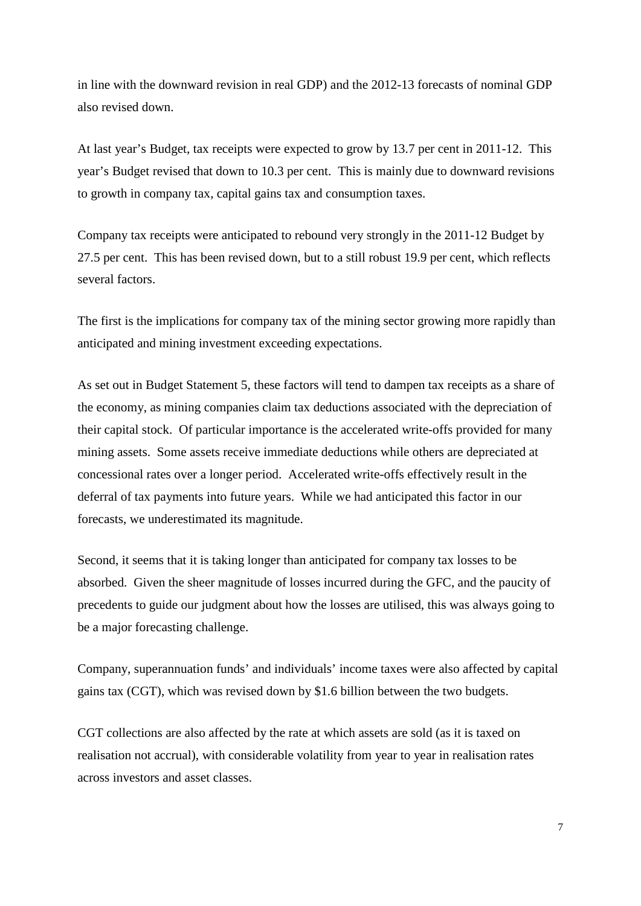in line with the downward revision in real GDP) and the 2012-13 forecasts of nominal GDP also revised down.

At last year's Budget, tax receipts were expected to grow by 13.7 per cent in 2011-12. This year's Budget revised that down to 10.3 per cent. This is mainly due to downward revisions to growth in company tax, capital gains tax and consumption taxes.

Company tax receipts were anticipated to rebound very strongly in the 2011-12 Budget by 27.5 per cent. This has been revised down, but to a still robust 19.9 per cent, which reflects several factors.

The first is the implications for company tax of the mining sector growing more rapidly than anticipated and mining investment exceeding expectations.

As set out in Budget Statement 5, these factors will tend to dampen tax receipts as a share of the economy, as mining companies claim tax deductions associated with the depreciation of their capital stock. Of particular importance is the accelerated write-offs provided for many mining assets. Some assets receive immediate deductions while others are depreciated at concessional rates over a longer period. Accelerated write-offs effectively result in the deferral of tax payments into future years. While we had anticipated this factor in our forecasts, we underestimated its magnitude.

Second, it seems that it is taking longer than anticipated for company tax losses to be absorbed. Given the sheer magnitude of losses incurred during the GFC, and the paucity of precedents to guide our judgment about how the losses are utilised, this was always going to be a major forecasting challenge.

Company, superannuation funds' and individuals' income taxes were also affected by capital gains tax (CGT), which was revised down by $1.6 billion between the two budgets.

CGT collections are also affected by the rate at which assets are sold (as it is taxed on realisation not accrual), with considerable volatility from year to year in realisation rates across investors and asset classes.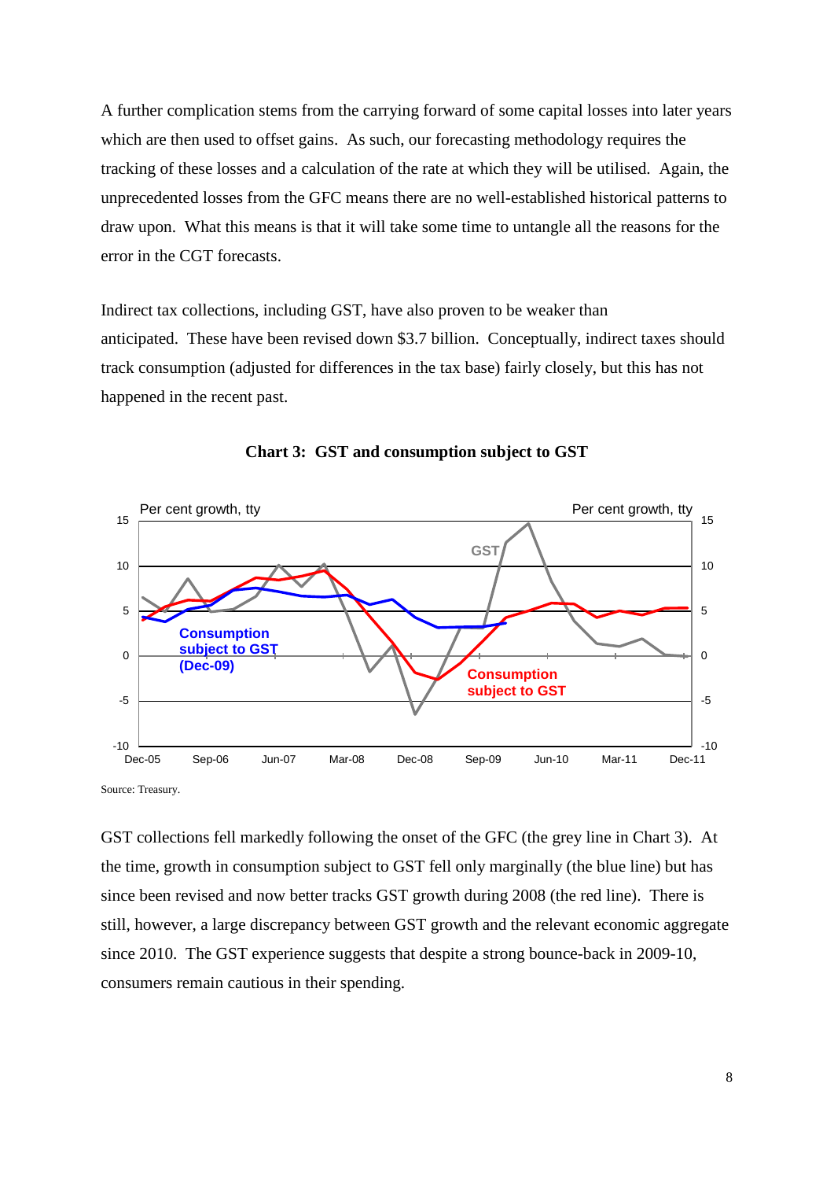A further complication stems from the carrying forward of some capital losses into later years which are then used to offset gains. As such, our forecasting methodology requires the tracking of these losses and a calculation of the rate at which they will be utilised. Again, the unprecedented losses from the GFC means there are no well-established historical patterns to draw upon. What this means is that it will take some time to untangle all the reasons for the error in the CGT forecasts.

Indirect tax collections, including GST, have also proven to be weaker than anticipated. These have been revised down $3.7 billion. Conceptually, indirect taxes should track consumption (adjusted for differences in the tax base) fairly closely, but this has not happened in the recent past.

**Chart 3: GST and consumption subject to GST**

Source: Treasury.

GST collections fell markedly following the onset of the GFC (the grey line in Chart 3). At the time, growth in consumption subject to GST fell only marginally (the blue line) but has since been revised and now better tracks GST growth during 2008 (the red line). There is still, however, a large discrepancy between GST growth and the relevant economic aggregate since 2010. The GST experience suggests that despite a strong bounce-back in 2009-10, consumers remain cautious in their spending.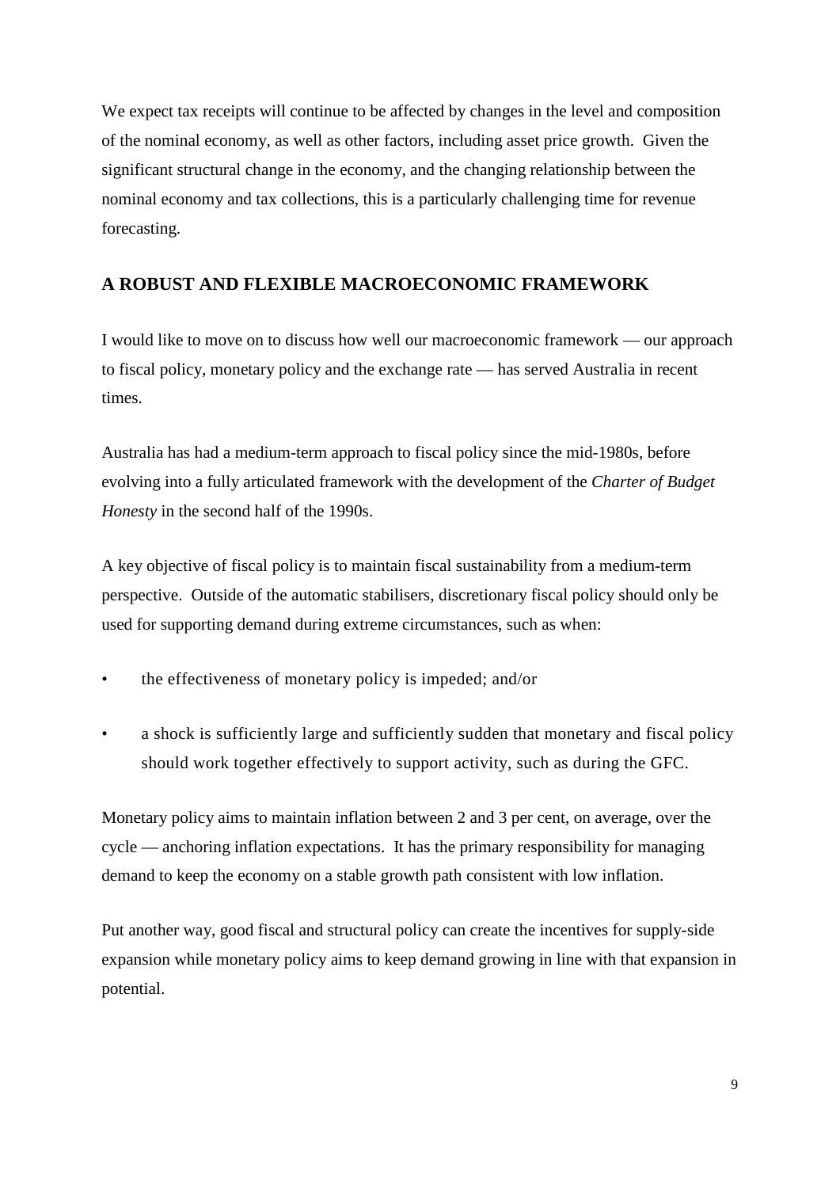We expect tax receipts will continue to be affected by changes in the level and composition of the nominal economy, as well as other factors, including asset price growth. Given the significant structural change in the economy, and the changing relationship between the nominal economy and tax collections, this is a particularly challenging time for revenue forecasting.

## A ROBUST AND FLEXIBLE MACROECONOMIC FRAMEWORK

I would like to move on to discuss how well our macroeconomic framework — our approach to fiscal policy, monetary policy and the exchange rate — has served Australia in recent times.

Australia has had a medium-term approach to fiscal policy since the mid-1980s, before evolving into a fully articulated framework with the development of the *Charter of Budget Honesty* in the second half of the 1990s.

A key objective of fiscal policy is to maintain fiscal sustainability from a medium-term perspective. Outside of the automatic stabilisers, discretionary fiscal policy should only be used for supporting demand during extreme circumstances, such as when:

- the effectiveness of monetary policy is impeded; and/or
- a shock is sufficiently large and sufficiently sudden that monetary and fiscal policy should work together effectively to support activity, such as during the GFC.

Monetary policy aims to maintain inflation between 2 and 3 per cent, on average, over the cycle — anchoring inflation expectations. It has the primary responsibility for managing demand to keep the economy on a stable growth path consistent with low inflation.

Put another way, good fiscal and structural policy can create the incentives for supply-side expansion while monetary policy aims to keep demand growing in line with that expansion in potential.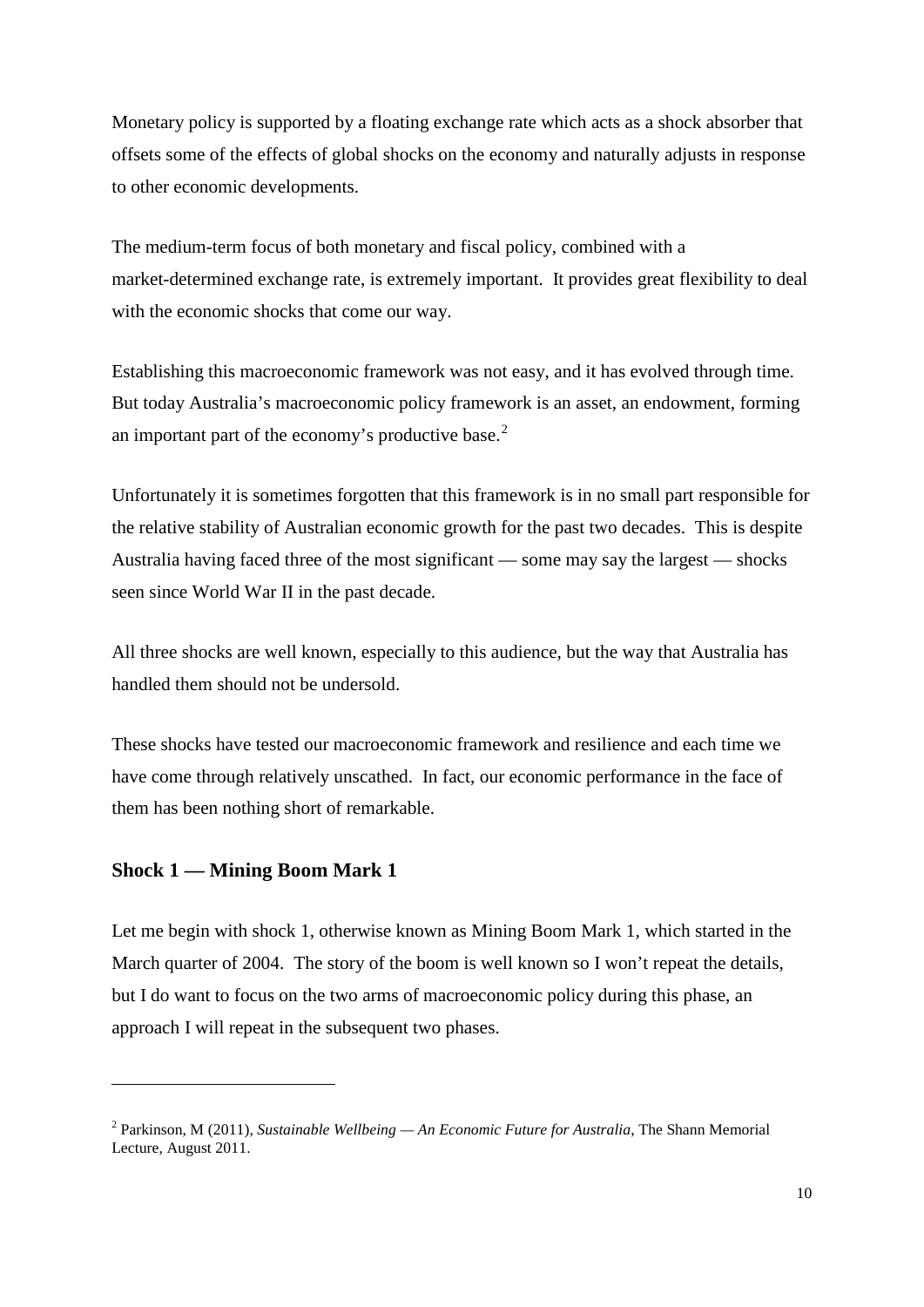Monetary policy is supported by a floating exchange rate which acts as a shock absorber that offsets some of the effects of global shocks on the economy and naturally adjusts in response to other economic developments.

The medium-term focus of both monetary and fiscal policy, combined with a market-determined exchange rate, is extremely important. It provides great flexibility to deal with the economic shocks that come our way.

Establishing this macroeconomic framework was not easy, and it has evolved through time. But today Australia's macroeconomic policy framework is an asset, an endowment, forming an important part of the economy's productive base.[2]

Unfortunately it is sometimes forgotten that this framework is in no small part responsible for the relative stability of Australian economic growth for the past two decades. This is despite Australia having faced three of the most significant — some may say the largest — shocks seen since World War II in the past decade.

All three shocks are well known, especially to this audience, but the way that Australia has handled them should not be undersold.

These shocks have tested our macroeconomic framework and resilience and each time we have come through relatively unscathed. In fact, our economic performance in the face of them has been nothing short of remarkable.

### Shock 1 — Mining Boom Mark 1

Let me begin with shock 1, otherwise known as Mining Boom Mark 1, which started in the March quarter of 2004. The story of the boom is well known so I won't repeat the details, but I do want to focus on the two arms of macroeconomic policy during this phase, an approach I will repeat in the subsequent two phases.

---

[2] Parkinson, M (2011), *Sustainable Wellbeing — An Economic Future for Australia*, The Shann Memorial Lecture, August 2011.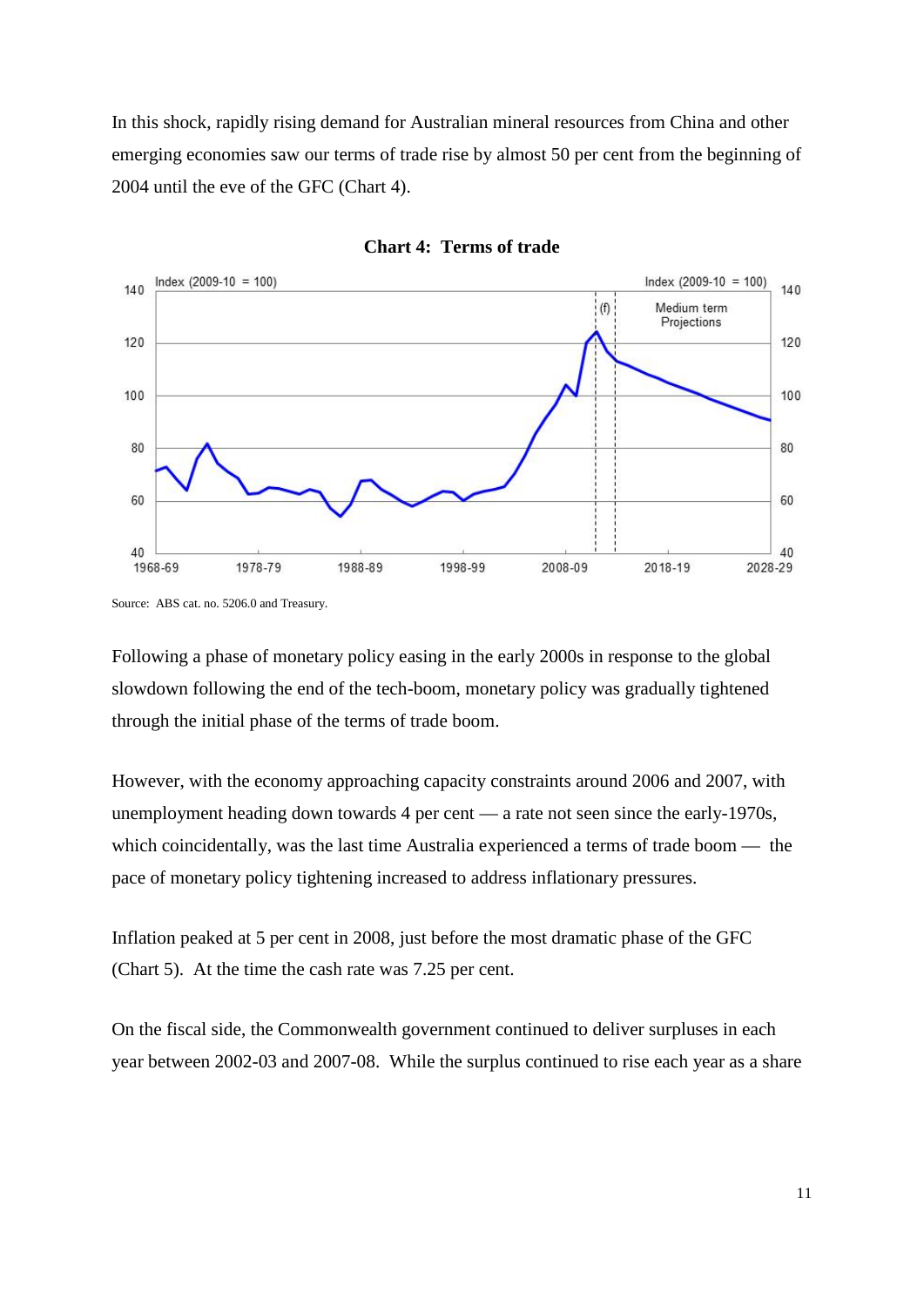In this shock, rapidly rising demand for Australian mineral resources from China and other emerging economies saw our terms of trade rise by almost 50 per cent from the beginning of 2004 until the eve of the GFC (Chart 4).

**Chart 4: Terms of trade**

Source: ABS cat. no. 5206.0 and Treasury.

Following a phase of monetary policy easing in the early 2000s in response to the global slowdown following the end of the tech-boom, monetary policy was gradually tightened through the initial phase of the terms of trade boom.

However, with the economy approaching capacity constraints around 2006 and 2007, with unemployment heading down towards 4 per cent — a rate not seen since the early-1970s, which coincidentally, was the last time Australia experienced a terms of trade boom — the pace of monetary policy tightening increased to address inflationary pressures.

Inflation peaked at 5 per cent in 2008, just before the most dramatic phase of the GFC (Chart 5). At the time the cash rate was 7.25 per cent.

On the fiscal side, the Commonwealth government continued to deliver surpluses in each year between 2002-03 and 2007-08. While the surplus continued to rise each year as a share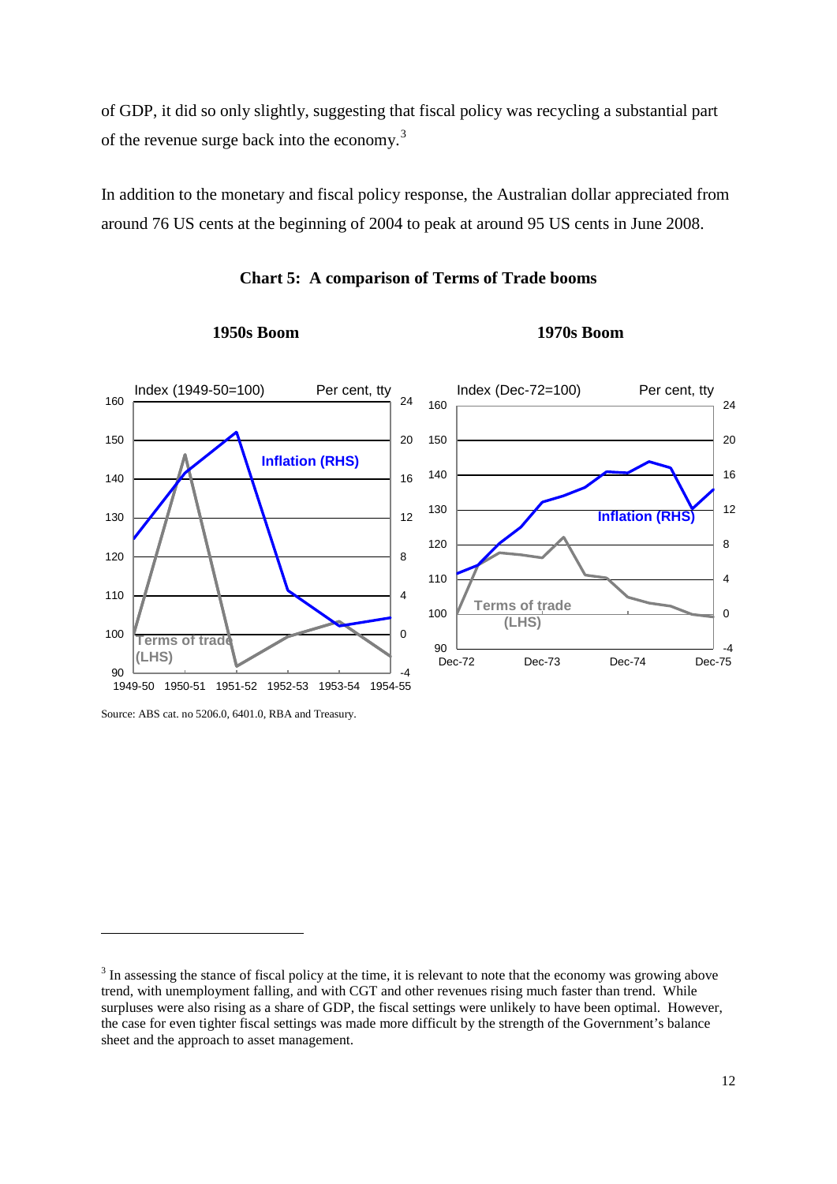of GDP, it did so only slightly, suggesting that fiscal policy was recycling a substantial part of the revenue surge back into the economy.[3]

In addition to the monetary and fiscal policy response, the Australian dollar appreciated from around 76 US cents at the beginning of 2004 to peak at around 95 US cents in June 2008.

**Chart 5: A comparison of Terms of Trade booms**

**1950s Boom** **1970s Boom**

Source: ABS cat. no 5206.0, 6401.0, RBA and Treasury.

[3] In assessing the stance of fiscal policy at the time, it is relevant to note that the economy was growing above trend, with unemployment falling, and with CGT and other revenues rising much faster than trend. While surpluses were also rising as a share of GDP, the fiscal settings were unlikely to have been optimal. However, the case for even tighter fiscal settings was made more difficult by the strength of the Government's balance sheet and the approach to asset management.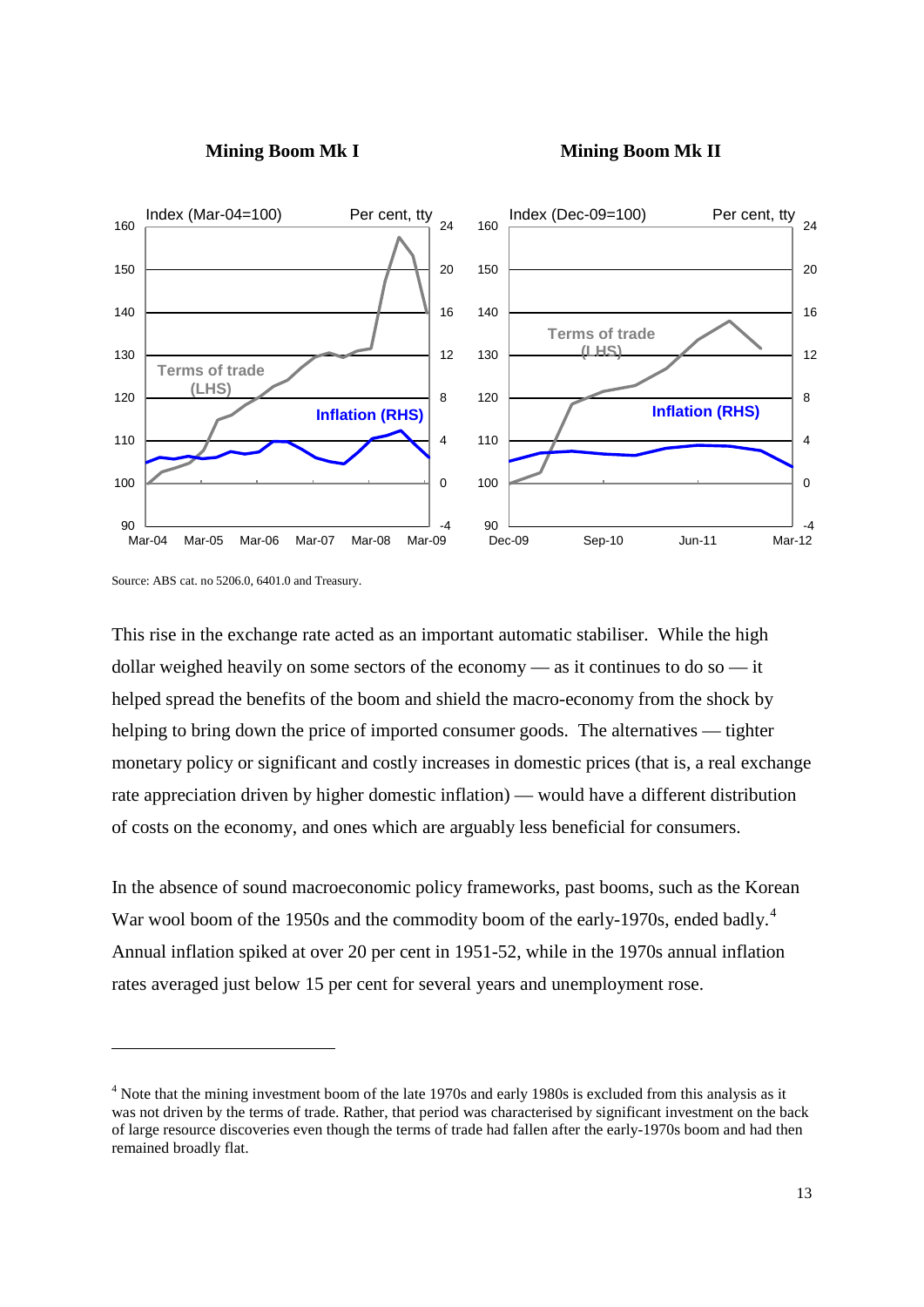**Mining Boom Mk I** **Mining Boom Mk II**

Source: ABS cat. no 5206.0, 6401.0 and Treasury.

This rise in the exchange rate acted as an important automatic stabiliser. While the high dollar weighed heavily on some sectors of the economy — as it continues to do so — it helped spread the benefits of the boom and shield the macro-economy from the shock by helping to bring down the price of imported consumer goods. The alternatives — tighter monetary policy or significant and costly increases in domestic prices (that is, a real exchange rate appreciation driven by higher domestic inflation) — would have a different distribution of costs on the economy, and ones which are arguably less beneficial for consumers.

In the absence of sound macroeconomic policy frameworks, past booms, such as the Korean War wool boom of the 1950s and the commodity boom of the early-1970s, ended badly.[4] Annual inflation spiked at over 20 per cent in 1951-52, while in the 1970s annual inflation rates averaged just below 15 per cent for several years and unemployment rose.

---

[4] Note that the mining investment boom of the late 1970s and early 1980s is excluded from this analysis as it was not driven by the terms of trade. Rather, that period was characterised by significant investment on the back of large resource discoveries even though the terms of trade had fallen after the early-1970s boom and had then remained broadly flat.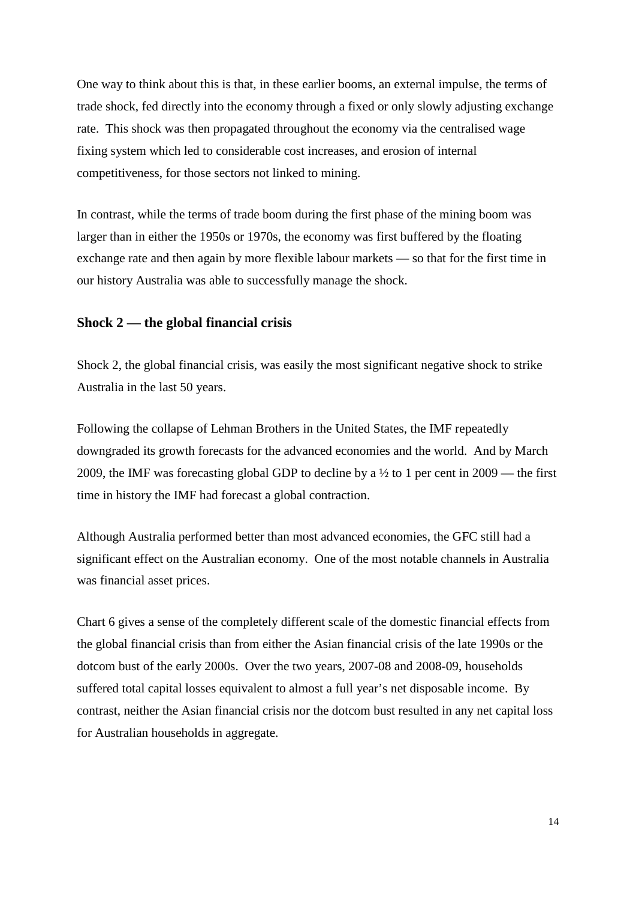One way to think about this is that, in these earlier booms, an external impulse, the terms of trade shock, fed directly into the economy through a fixed or only slowly adjusting exchange rate. This shock was then propagated throughout the economy via the centralised wage fixing system which led to considerable cost increases, and erosion of internal competitiveness, for those sectors not linked to mining.

In contrast, while the terms of trade boom during the first phase of the mining boom was larger than in either the 1950s or 1970s, the economy was first buffered by the floating exchange rate and then again by more flexible labour markets — so that for the first time in our history Australia was able to successfully manage the shock.

### Shock 2 — the global financial crisis

Shock 2, the global financial crisis, was easily the most significant negative shock to strike Australia in the last 50 years.

Following the collapse of Lehman Brothers in the United States, the IMF repeatedly downgraded its growth forecasts for the advanced economies and the world. And by March 2009, the IMF was forecasting global GDP to decline by a ½ to 1 per cent in 2009 — the first time in history the IMF had forecast a global contraction.

Although Australia performed better than most advanced economies, the GFC still had a significant effect on the Australian economy. One of the most notable channels in Australia was financial asset prices.

Chart 6 gives a sense of the completely different scale of the domestic financial effects from the global financial crisis than from either the Asian financial crisis of the late 1990s or the dotcom bust of the early 2000s. Over the two years, 2007-08 and 2008-09, households suffered total capital losses equivalent to almost a full year's net disposable income. By contrast, neither the Asian financial crisis nor the dotcom bust resulted in any net capital loss for Australian households in aggregate.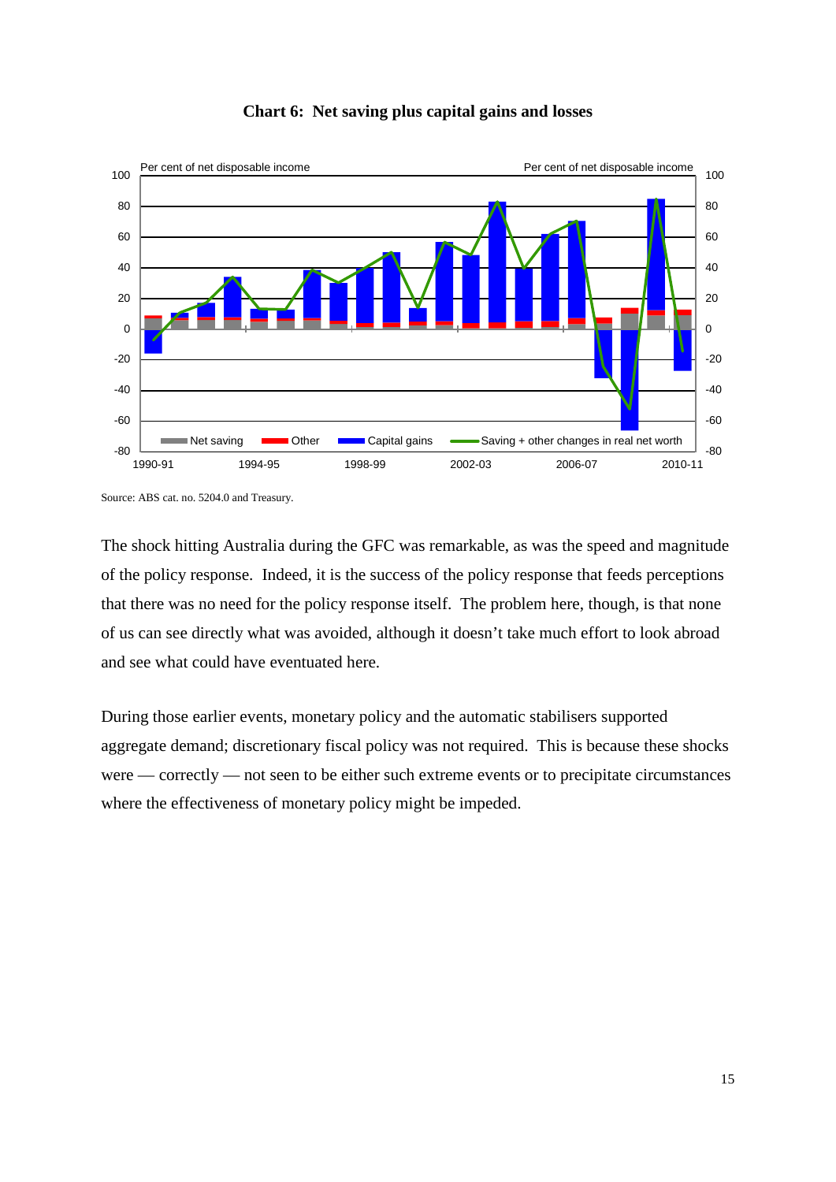**Chart 6: Net saving plus capital gains and losses**

Source: ABS cat. no. 5204.0 and Treasury.

The shock hitting Australia during the GFC was remarkable, as was the speed and magnitude of the policy response. Indeed, it is the success of the policy response that feeds perceptions that there was no need for the policy response itself. The problem here, though, is that none of us can see directly what was avoided, although it doesn't take much effort to look abroad and see what could have eventuated here.

During those earlier events, monetary policy and the automatic stabilisers supported aggregate demand; discretionary fiscal policy was not required. This is because these shocks were — correctly — not seen to be either such extreme events or to precipitate circumstances where the effectiveness of monetary policy might be impeded.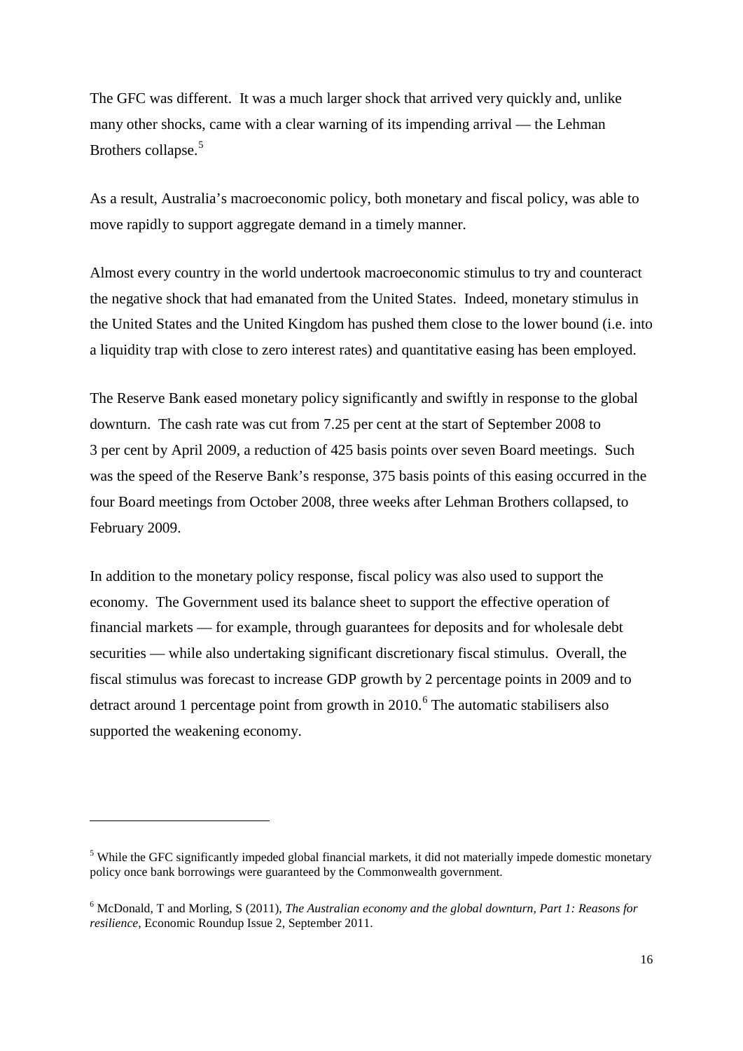The GFC was different. It was a much larger shock that arrived very quickly and, unlike many other shocks, came with a clear warning of its impending arrival — the Lehman Brothers collapse.[5]

As a result, Australia's macroeconomic policy, both monetary and fiscal policy, was able to move rapidly to support aggregate demand in a timely manner.

Almost every country in the world undertook macroeconomic stimulus to try and counteract the negative shock that had emanated from the United States. Indeed, monetary stimulus in the United States and the United Kingdom has pushed them close to the lower bound (i.e. into a liquidity trap with close to zero interest rates) and quantitative easing has been employed.

The Reserve Bank eased monetary policy significantly and swiftly in response to the global downturn. The cash rate was cut from 7.25 per cent at the start of September 2008 to 3 per cent by April 2009, a reduction of 425 basis points over seven Board meetings. Such was the speed of the Reserve Bank's response, 375 basis points of this easing occurred in the four Board meetings from October 2008, three weeks after Lehman Brothers collapsed, to February 2009.

In addition to the monetary policy response, fiscal policy was also used to support the economy. The Government used its balance sheet to support the effective operation of financial markets — for example, through guarantees for deposits and for wholesale debt securities — while also undertaking significant discretionary fiscal stimulus. Overall, the fiscal stimulus was forecast to increase GDP growth by 2 percentage points in 2009 and to detract around 1 percentage point from growth in 2010.[6] The automatic stabilisers also supported the weakening economy.

---

[5] While the GFC significantly impeded global financial markets, it did not materially impede domestic monetary policy once bank borrowings were guaranteed by the Commonwealth government.

[6] McDonald, T and Morling, S (2011), *The Australian economy and the global downturn, Part 1: Reasons for resilience*, Economic Roundup Issue 2, September 2011.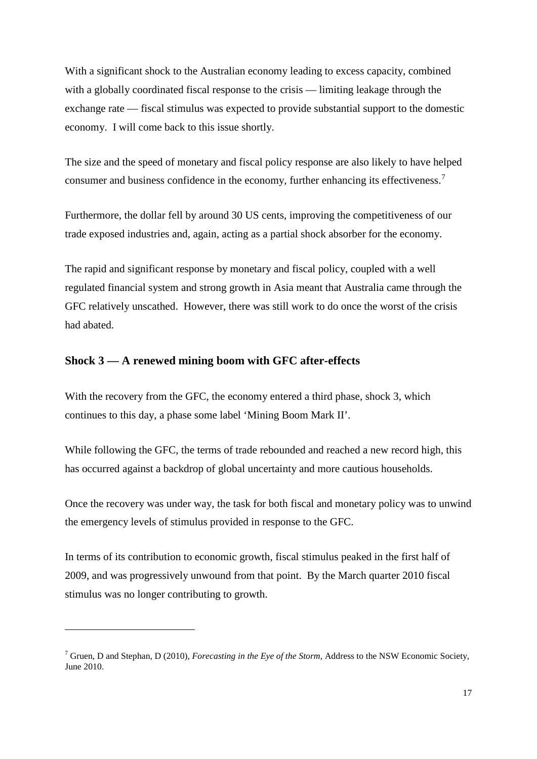With a significant shock to the Australian economy leading to excess capacity, combined with a globally coordinated fiscal response to the crisis — limiting leakage through the exchange rate — fiscal stimulus was expected to provide substantial support to the domestic economy. I will come back to this issue shortly.

The size and the speed of monetary and fiscal policy response are also likely to have helped consumer and business confidence in the economy, further enhancing its effectiveness.[7]

Furthermore, the dollar fell by around 30 US cents, improving the competitiveness of our trade exposed industries and, again, acting as a partial shock absorber for the economy.

The rapid and significant response by monetary and fiscal policy, coupled with a well regulated financial system and strong growth in Asia meant that Australia came through the GFC relatively unscathed. However, there was still work to do once the worst of the crisis had abated.

## Shock 3 — A renewed mining boom with GFC after-effects

With the recovery from the GFC, the economy entered a third phase, shock 3, which continues to this day, a phase some label 'Mining Boom Mark II'.

While following the GFC, the terms of trade rebounded and reached a new record high, this has occurred against a backdrop of global uncertainty and more cautious households.

Once the recovery was under way, the task for both fiscal and monetary policy was to unwind the emergency levels of stimulus provided in response to the GFC.

In terms of its contribution to economic growth, fiscal stimulus peaked in the first half of 2009, and was progressively unwound from that point. By the March quarter 2010 fiscal stimulus was no longer contributing to growth.

---

[7] Gruen, D and Stephan, D (2010), *Forecasting in the Eye of the Storm*, Address to the NSW Economic Society, June 2010.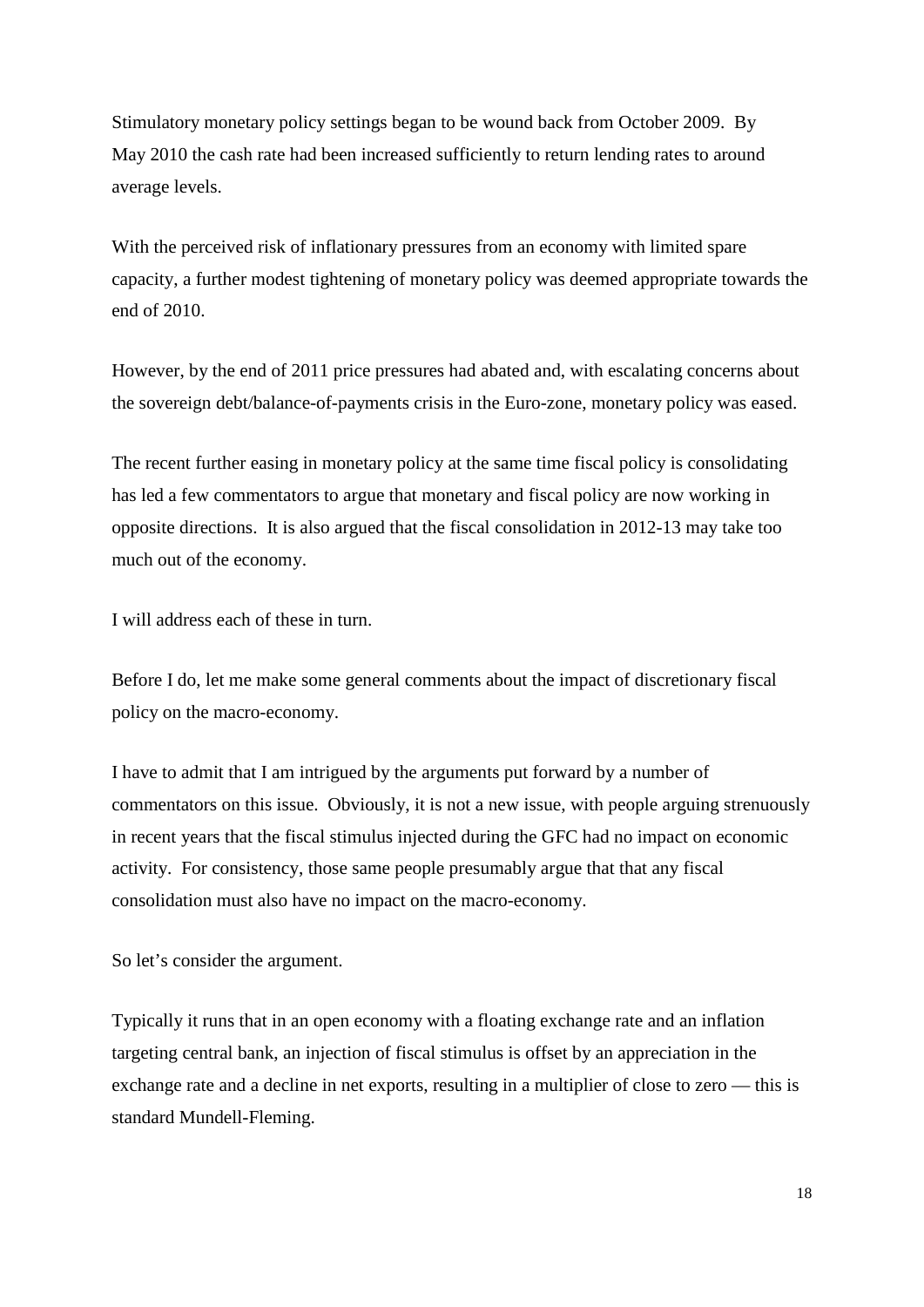Stimulatory monetary policy settings began to be wound back from October 2009. By May 2010 the cash rate had been increased sufficiently to return lending rates to around average levels.

With the perceived risk of inflationary pressures from an economy with limited spare capacity, a further modest tightening of monetary policy was deemed appropriate towards the end of 2010.

However, by the end of 2011 price pressures had abated and, with escalating concerns about the sovereign debt/balance-of-payments crisis in the Euro-zone, monetary policy was eased.

The recent further easing in monetary policy at the same time fiscal policy is consolidating has led a few commentators to argue that monetary and fiscal policy are now working in opposite directions. It is also argued that the fiscal consolidation in 2012-13 may take too much out of the economy.

I will address each of these in turn.

Before I do, let me make some general comments about the impact of discretionary fiscal policy on the macro-economy.

I have to admit that I am intrigued by the arguments put forward by a number of commentators on this issue. Obviously, it is not a new issue, with people arguing strenuously in recent years that the fiscal stimulus injected during the GFC had no impact on economic activity. For consistency, those same people presumably argue that that any fiscal consolidation must also have no impact on the macro-economy.

So let's consider the argument.

Typically it runs that in an open economy with a floating exchange rate and an inflation targeting central bank, an injection of fiscal stimulus is offset by an appreciation in the exchange rate and a decline in net exports, resulting in a multiplier of close to zero — this is standard Mundell-Fleming.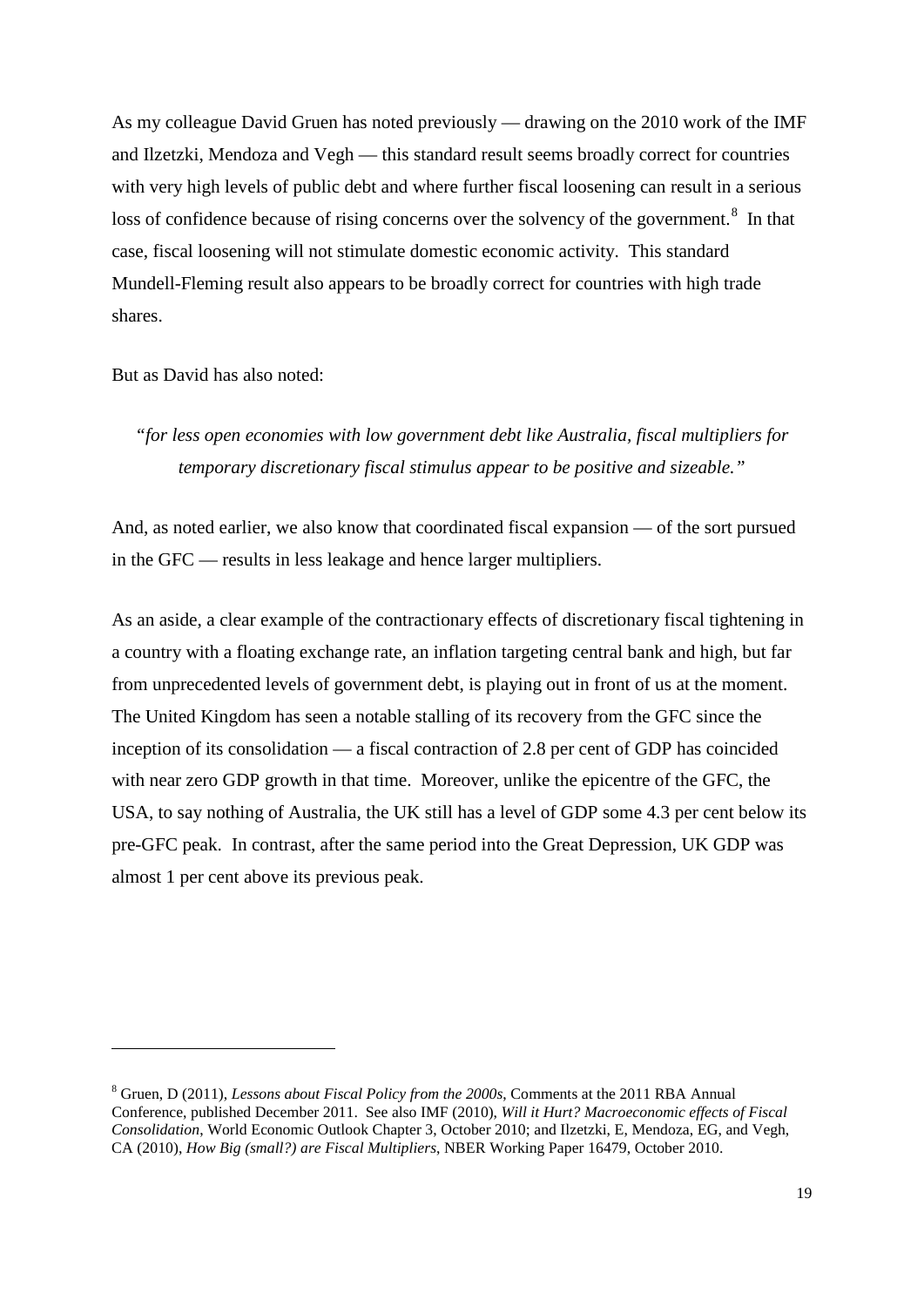As my colleague David Gruen has noted previously — drawing on the 2010 work of the IMF and Ilzetzki, Mendoza and Vegh — this standard result seems broadly correct for countries with very high levels of public debt and where further fiscal loosening can result in a serious loss of confidence because of rising concerns over the solvency of the government.[8] In that case, fiscal loosening will not stimulate domestic economic activity. This standard Mundell-Fleming result also appears to be broadly correct for countries with high trade shares.

But as David has also noted:

> *"for less open economies with low government debt like Australia, fiscal multipliers for temporary discretionary fiscal stimulus appear to be positive and sizeable."*

And, as noted earlier, we also know that coordinated fiscal expansion — of the sort pursued in the GFC — results in less leakage and hence larger multipliers.

As an aside, a clear example of the contractionary effects of discretionary fiscal tightening in a country with a floating exchange rate, an inflation targeting central bank and high, but far from unprecedented levels of government debt, is playing out in front of us at the moment. The United Kingdom has seen a notable stalling of its recovery from the GFC since the inception of its consolidation — a fiscal contraction of 2.8 per cent of GDP has coincided with near zero GDP growth in that time. Moreover, unlike the epicentre of the GFC, the USA, to say nothing of Australia, the UK still has a level of GDP some 4.3 per cent below its pre-GFC peak. In contrast, after the same period into the Great Depression, UK GDP was almost 1 per cent above its previous peak.

---

[8] Gruen, D (2011), *Lessons about Fiscal Policy from the 2000s*, Comments at the 2011 RBA Annual Conference, published December 2011. See also IMF (2010), *Will it Hurt? Macroeconomic effects of Fiscal Consolidation*, World Economic Outlook Chapter 3, October 2010; and Ilzetzki, E, Mendoza, EG, and Vegh, CA (2010), *How Big (small?) are Fiscal Multipliers*, NBER Working Paper 16479, October 2010.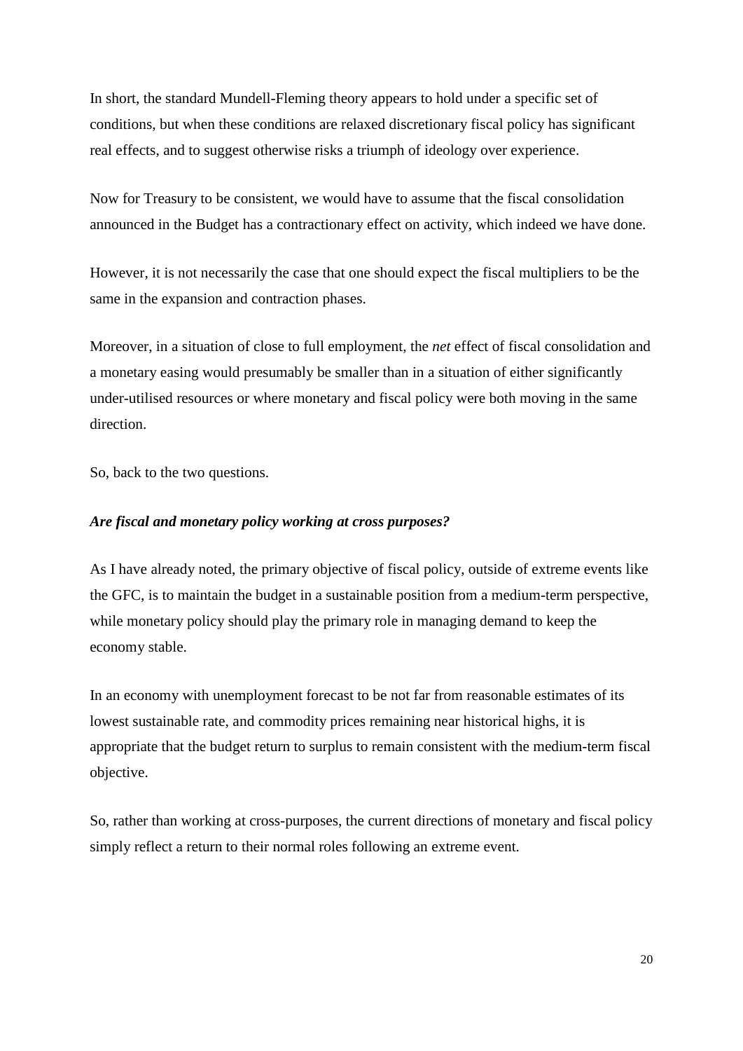In short, the standard Mundell-Fleming theory appears to hold under a specific set of conditions, but when these conditions are relaxed discretionary fiscal policy has significant real effects, and to suggest otherwise risks a triumph of ideology over experience.

Now for Treasury to be consistent, we would have to assume that the fiscal consolidation announced in the Budget has a contractionary effect on activity, which indeed we have done.

However, it is not necessarily the case that one should expect the fiscal multipliers to be the same in the expansion and contraction phases.

Moreover, in a situation of close to full employment, the *net* effect of fiscal consolidation and a monetary easing would presumably be smaller than in a situation of either significantly under-utilised resources or where monetary and fiscal policy were both moving in the same direction.

So, back to the two questions.

***Are fiscal and monetary policy working at cross purposes?***

As I have already noted, the primary objective of fiscal policy, outside of extreme events like the GFC, is to maintain the budget in a sustainable position from a medium-term perspective, while monetary policy should play the primary role in managing demand to keep the economy stable.

In an economy with unemployment forecast to be not far from reasonable estimates of its lowest sustainable rate, and commodity prices remaining near historical highs, it is appropriate that the budget return to surplus to remain consistent with the medium-term fiscal objective.

So, rather than working at cross-purposes, the current directions of monetary and fiscal policy simply reflect a return to their normal roles following an extreme event.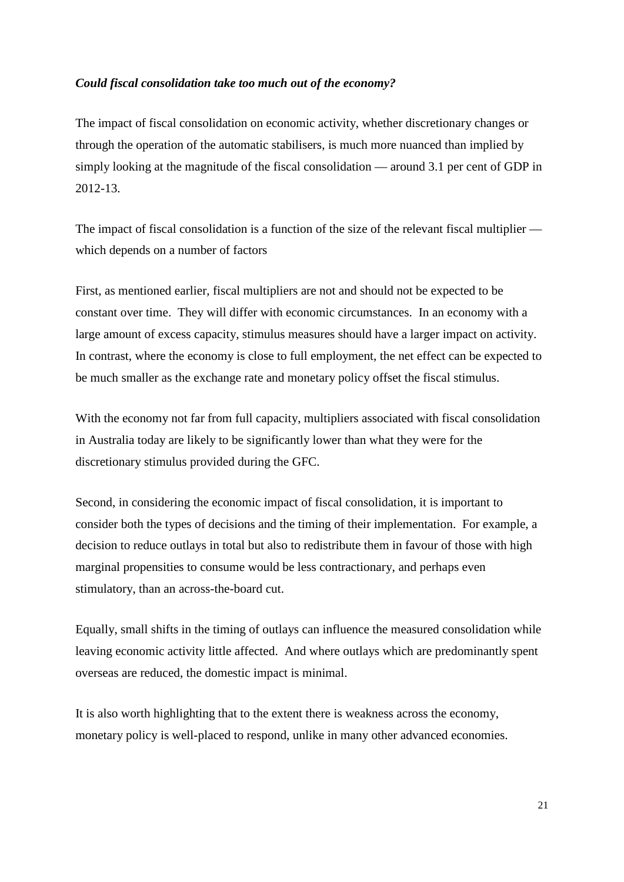*Could fiscal consolidation take too much out of the economy?*

The impact of fiscal consolidation on economic activity, whether discretionary changes or through the operation of the automatic stabilisers, is much more nuanced than implied by simply looking at the magnitude of the fiscal consolidation — around 3.1 per cent of GDP in 2012-13.

The impact of fiscal consolidation is a function of the size of the relevant fiscal multiplier — which depends on a number of factors

First, as mentioned earlier, fiscal multipliers are not and should not be expected to be constant over time. They will differ with economic circumstances. In an economy with a large amount of excess capacity, stimulus measures should have a larger impact on activity. In contrast, where the economy is close to full employment, the net effect can be expected to be much smaller as the exchange rate and monetary policy offset the fiscal stimulus.

With the economy not far from full capacity, multipliers associated with fiscal consolidation in Australia today are likely to be significantly lower than what they were for the discretionary stimulus provided during the GFC.

Second, in considering the economic impact of fiscal consolidation, it is important to consider both the types of decisions and the timing of their implementation. For example, a decision to reduce outlays in total but also to redistribute them in favour of those with high marginal propensities to consume would be less contractionary, and perhaps even stimulatory, than an across-the-board cut.

Equally, small shifts in the timing of outlays can influence the measured consolidation while leaving economic activity little affected. And where outlays which are predominantly spent overseas are reduced, the domestic impact is minimal.

It is also worth highlighting that to the extent there is weakness across the economy, monetary policy is well-placed to respond, unlike in many other advanced economies.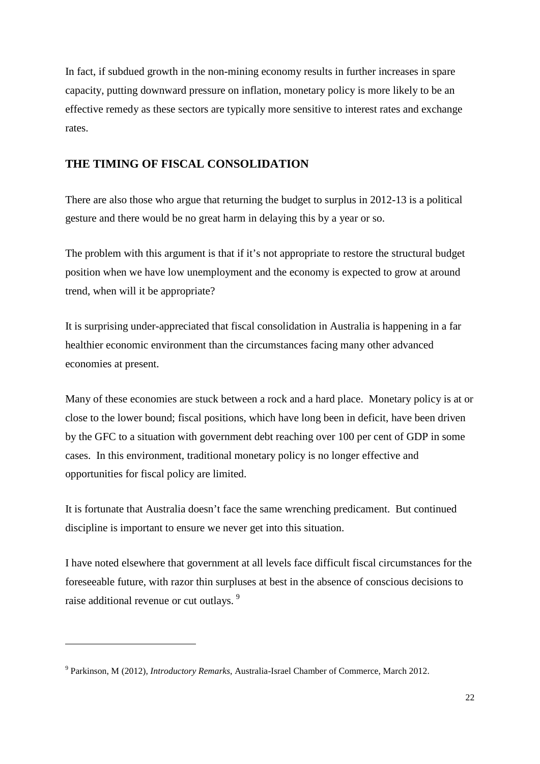In fact, if subdued growth in the non-mining economy results in further increases in spare capacity, putting downward pressure on inflation, monetary policy is more likely to be an effective remedy as these sectors are typically more sensitive to interest rates and exchange rates.

## THE TIMING OF FISCAL CONSOLIDATION

There are also those who argue that returning the budget to surplus in 2012-13 is a political gesture and there would be no great harm in delaying this by a year or so.

The problem with this argument is that if it's not appropriate to restore the structural budget position when we have low unemployment and the economy is expected to grow at around trend, when will it be appropriate?

It is surprising under-appreciated that fiscal consolidation in Australia is happening in a far healthier economic environment than the circumstances facing many other advanced economies at present.

Many of these economies are stuck between a rock and a hard place. Monetary policy is at or close to the lower bound; fiscal positions, which have long been in deficit, have been driven by the GFC to a situation with government debt reaching over 100 per cent of GDP in some cases. In this environment, traditional monetary policy is no longer effective and opportunities for fiscal policy are limited.

It is fortunate that Australia doesn't face the same wrenching predicament. But continued discipline is important to ensure we never get into this situation.

I have noted elsewhere that government at all levels face difficult fiscal circumstances for the foreseeable future, with razor thin surpluses at best in the absence of conscious decisions to raise additional revenue or cut outlays. [9]

---

[9] Parkinson, M (2012), *Introductory Remarks*, Australia-Israel Chamber of Commerce, March 2012.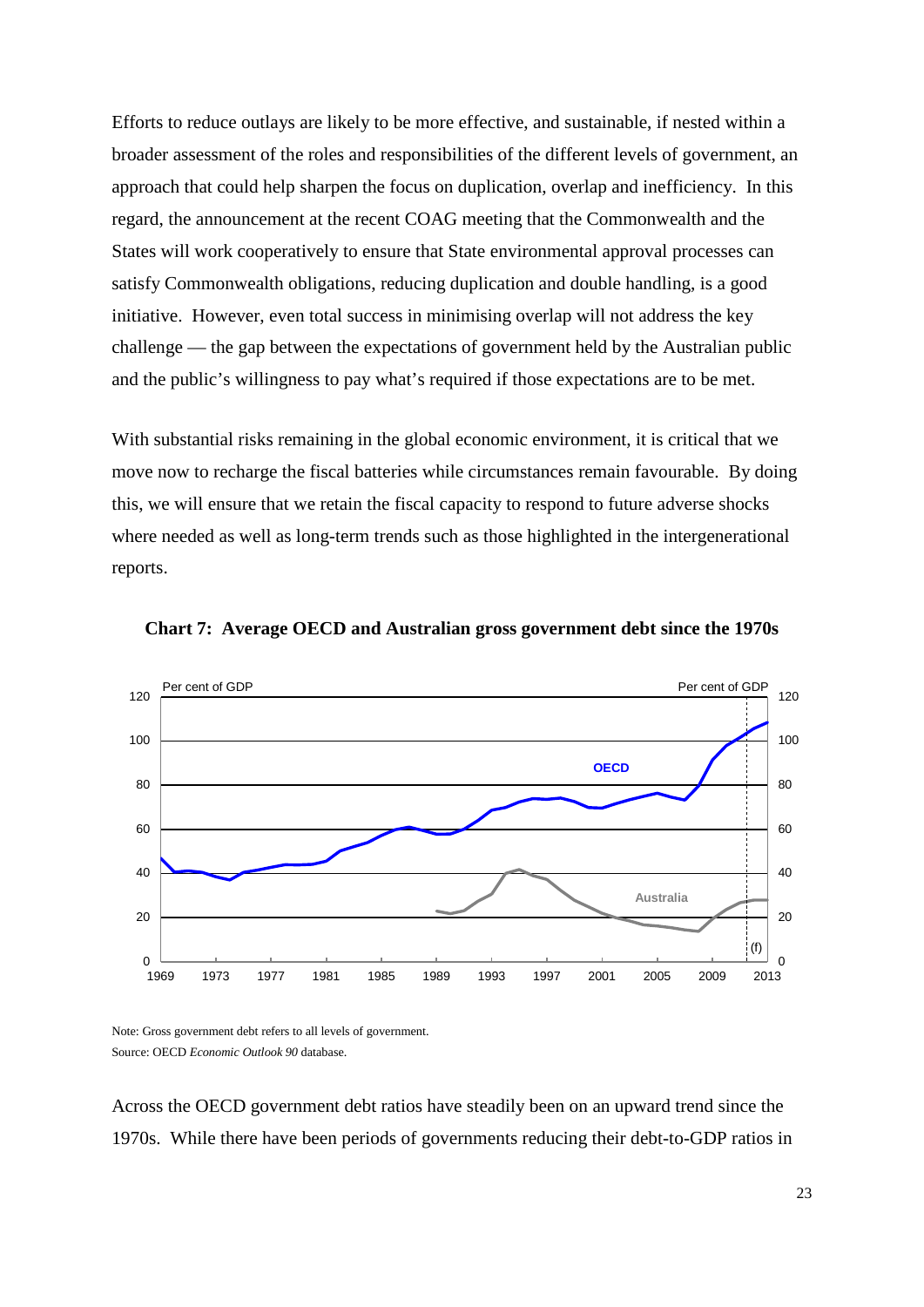Efforts to reduce outlays are likely to be more effective, and sustainable, if nested within a broader assessment of the roles and responsibilities of the different levels of government, an approach that could help sharpen the focus on duplication, overlap and inefficiency. In this regard, the announcement at the recent COAG meeting that the Commonwealth and the States will work cooperatively to ensure that State environmental approval processes can satisfy Commonwealth obligations, reducing duplication and double handling, is a good initiative. However, even total success in minimising overlap will not address the key challenge — the gap between the expectations of government held by the Australian public and the public's willingness to pay what's required if those expectations are to be met.

With substantial risks remaining in the global economic environment, it is critical that we move now to recharge the fiscal batteries while circumstances remain favourable. By doing this, we will ensure that we retain the fiscal capacity to respond to future adverse shocks where needed as well as long-term trends such as those highlighted in the intergenerational reports.

**Chart 7: Average OECD and Australian gross government debt since the 1970s**

Note: Gross government debt refers to all levels of government.
Source: OECD *Economic Outlook 90* database.

Across the OECD government debt ratios have steadily been on an upward trend since the 1970s. While there have been periods of governments reducing their debt-to-GDP ratios in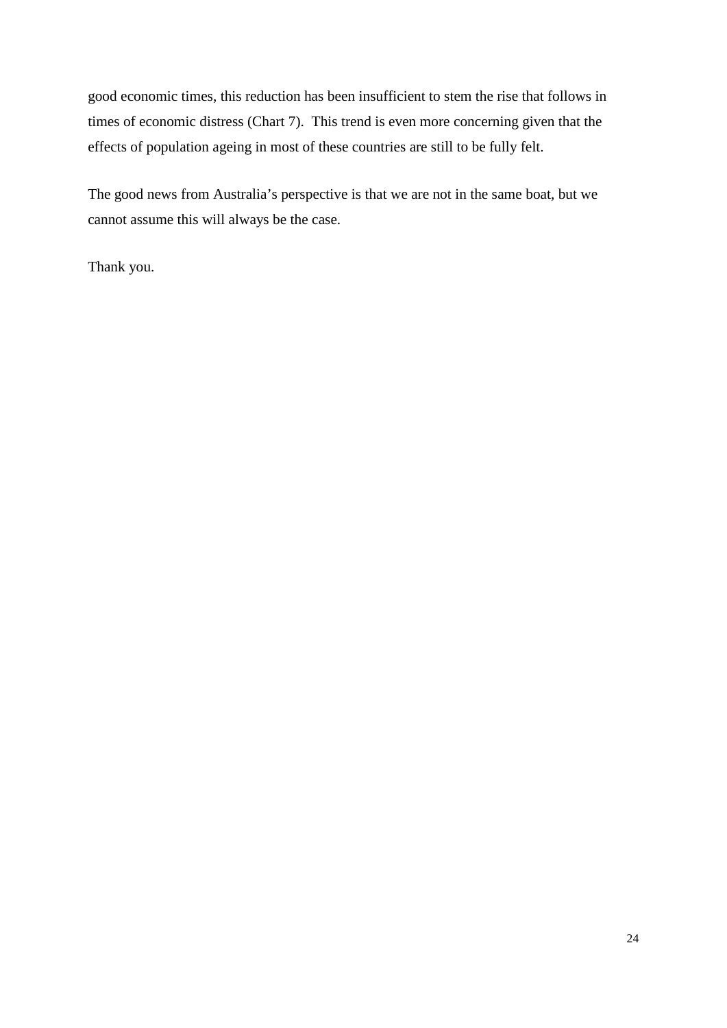good economic times, this reduction has been insufficient to stem the rise that follows in times of economic distress (Chart 7). This trend is even more concerning given that the effects of population ageing in most of these countries are still to be fully felt.

The good news from Australia's perspective is that we are not in the same boat, but we cannot assume this will always be the case.

Thank you.